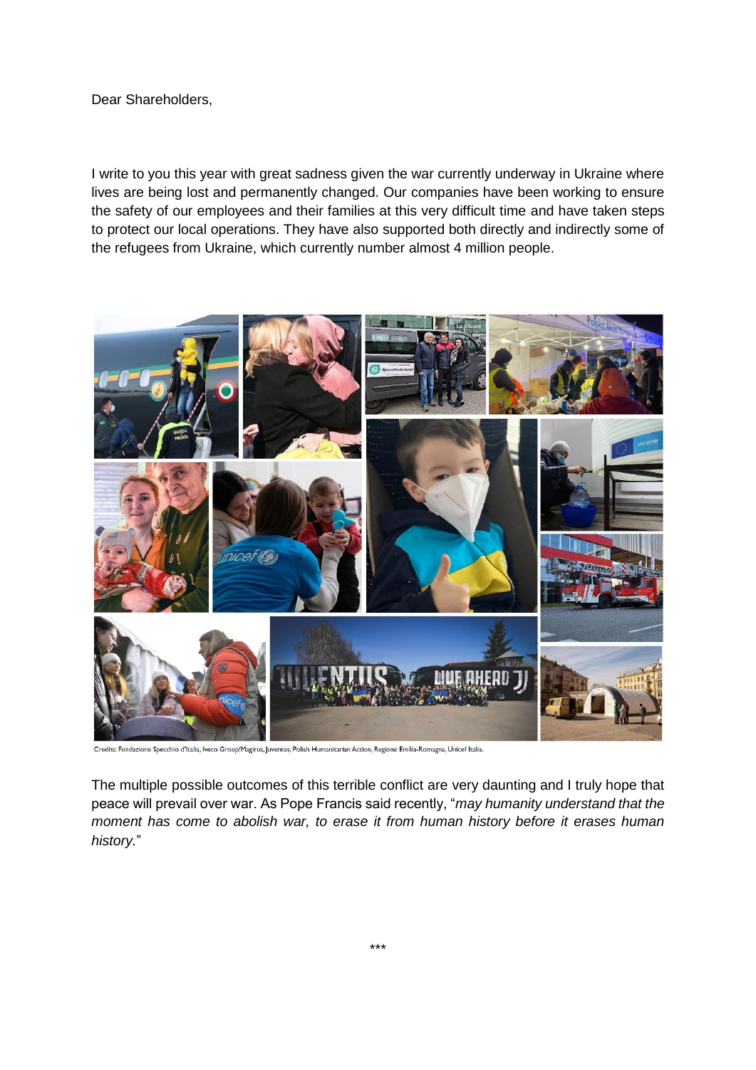Dear Shareholders,

I write to you this year with great sadness given the war currently underway in Ukraine where lives are being lost and permanently changed. Our companies have been working to ensure the safety of our employees and their families at this very difficult time and have taken steps to protect our local operations. They have also supported both directly and indirectly some of the refugees from Ukraine, which currently number almost 4 million people.

Credits: Fondazione Specchio d'Italia, Iveco Group/Magirus, Juventus, Polish Humanitarian Action, Regione Emilia-Romagna, Unicef Italia.

The multiple possible outcomes of this terrible conflict are very daunting and I truly hope that peace will prevail over war. As Pope Francis said recently, "*may humanity understand that the moment has come to abolish war, to erase it from human history before it erases human history.*"

***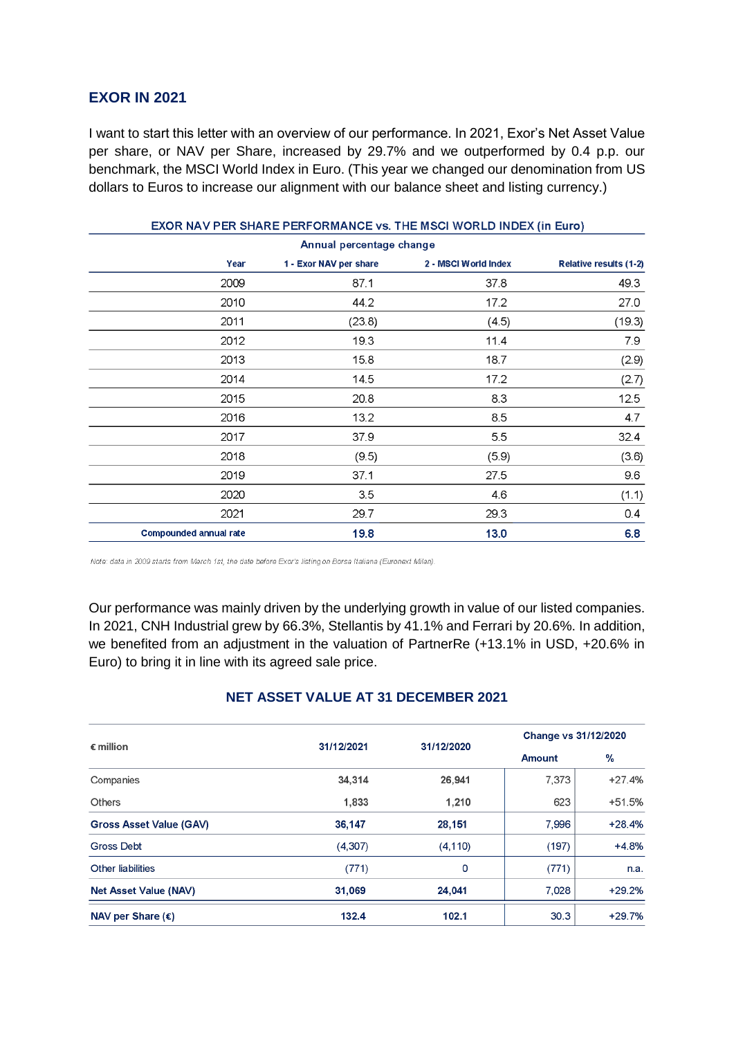## EXOR IN 2021

I want to start this letter with an overview of our performance. In 2021, Exor's Net Asset Value per share, or NAV per Share, increased by 29.7% and we outperformed by 0.4 p.p. our benchmark, the MSCI World Index in Euro. (This year we changed our denomination from US dollars to Euros to increase our alignment with our balance sheet and listing currency.)

**EXOR NAV PER SHARE PERFORMANCE vs. THE MSCI WORLD INDEX (in Euro)**

Annual percentage change

| Year | 1 - Exor NAV per share | 2 - MSCI World Index | Relative results (1-2) |
|---|---|---|---|
| 2009 | 87.1 | 37.8 | 49.3 |
| 2010 | 44.2 | 17.2 | 27.0 |
| 2011 | (23.8) | (4.5) | (19.3) |
| 2012 | 19.3 | 11.4 | 7.9 |
| 2013 | 15.8 | 18.7 | (2.9) |
| 2014 | 14.5 | 17.2 | (2.7) |
| 2015 | 20.8 | 8.3 | 12.5 |
| 2016 | 13.2 | 8.5 | 4.7 |
| 2017 | 37.9 | 5.5 | 32.4 |
| 2018 | (9.5) | (5.9) | (3.6) |
| 2019 | 37.1 | 27.5 | 9.6 |
| 2020 | 3.5 | 4.6 | (1.1) |
| 2021 | 29.7 | 29.3 | 0.4 |
| **Compounded annual rate** | **19.8** | **13.0** | **6.8** |

*Note: data in 2009 starts from March 1st, the date before Exor's listing on Borsa Italiana (Euronext Milan).*

Our performance was mainly driven by the underlying growth in value of our listed companies. In 2021, CNH Industrial grew by 66.3%, Stellantis by 41.1% and Ferrari by 20.6%. In addition, we benefited from an adjustment in the valuation of PartnerRe (+13.1% in USD, +20.6% in Euro) to bring it in line with its agreed sale price.

### NET ASSET VALUE AT 31 DECEMBER 2021

| € million | 31/12/2021 | 31/12/2020 | Change vs 31/12/2020 | |
|---|---|---|---|---|
| | | | Amount | % |
| Companies | 34,314 | 26,941 | 7,373 | +27.4% |
| Others | 1,833 | 1,210 | 623 | +51.5% |
| **Gross Asset Value (GAV)** | 36,147 | 28,151 | 7,996 | +28.4% |
| Gross Debt | (4,307) | (4,110) | (197) | +4.8% |
| Other liabilities | (771) | 0 | (771) | n.a. |
| **Net Asset Value (NAV)** | 31,069 | 24,041 | 7,028 | +29.2% |
| **NAV per Share (€)** | 132.4 | 102.1 | 30.3 | +29.7% |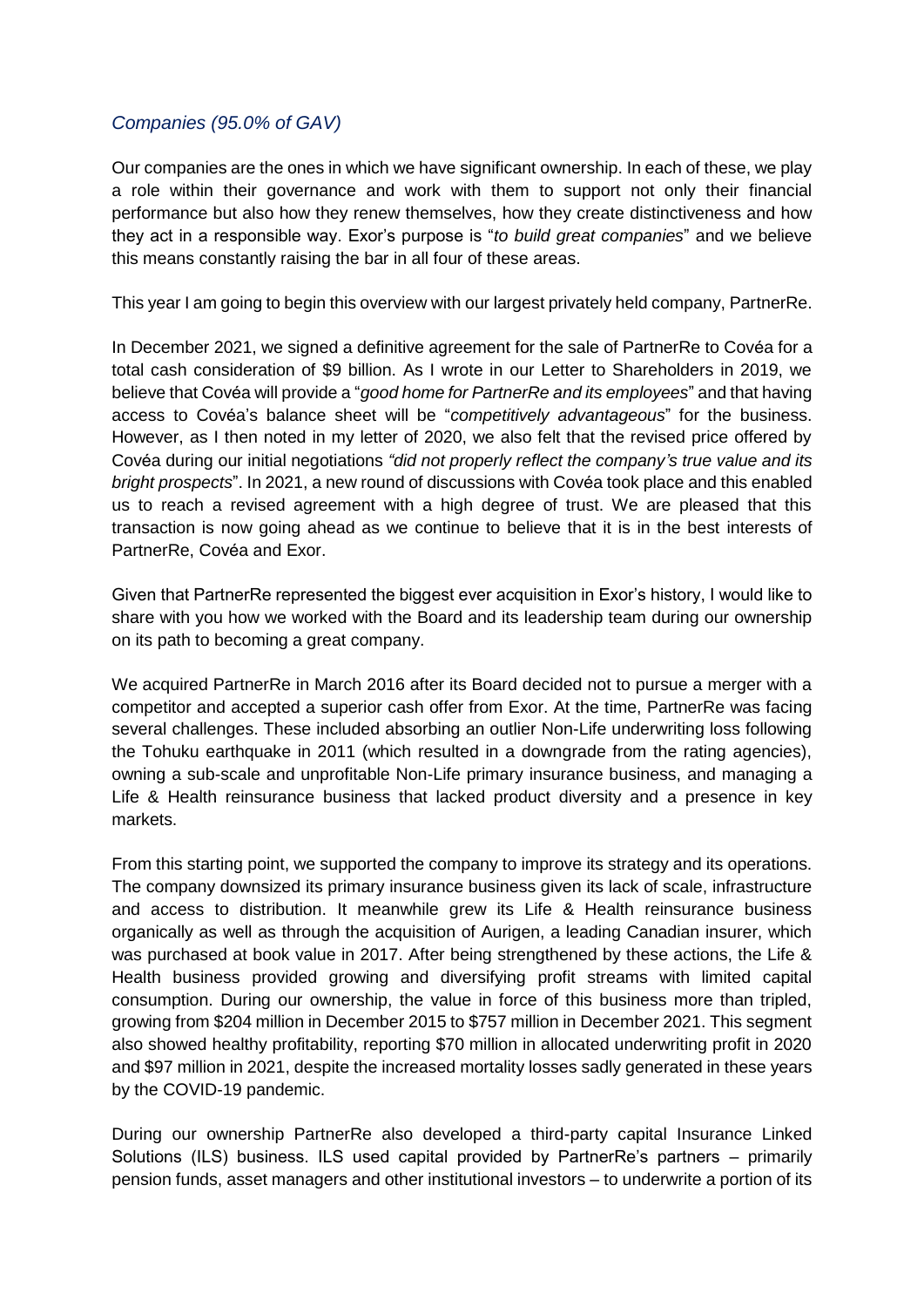## *Companies (95.0% of GAV)*

Our companies are the ones in which we have significant ownership. In each of these, we play a role within their governance and work with them to support not only their financial performance but also how they renew themselves, how they create distinctiveness and how they act in a responsible way. Exor's purpose is "*to build great companies*" and we believe this means constantly raising the bar in all four of these areas.

This year I am going to begin this overview with our largest privately held company, PartnerRe.

In December 2021, we signed a definitive agreement for the sale of PartnerRe to Covéa for a total cash consideration of \$9 billion. As I wrote in our Letter to Shareholders in 2019, we believe that Covéa will provide a "*good home for PartnerRe and its employees*" and that having access to Covéa's balance sheet will be "*competitively advantageous*" for the business. However, as I then noted in my letter of 2020, we also felt that the revised price offered by Covéa during our initial negotiations *"did not properly reflect the company's true value and its bright prospects*". In 2021, a new round of discussions with Covéa took place and this enabled us to reach a revised agreement with a high degree of trust. We are pleased that this transaction is now going ahead as we continue to believe that it is in the best interests of PartnerRe, Covéa and Exor.

Given that PartnerRe represented the biggest ever acquisition in Exor's history, I would like to share with you how we worked with the Board and its leadership team during our ownership on its path to becoming a great company.

We acquired PartnerRe in March 2016 after its Board decided not to pursue a merger with a competitor and accepted a superior cash offer from Exor. At the time, PartnerRe was facing several challenges. These included absorbing an outlier Non-Life underwriting loss following the Tohuku earthquake in 2011 (which resulted in a downgrade from the rating agencies), owning a sub-scale and unprofitable Non-Life primary insurance business, and managing a Life & Health reinsurance business that lacked product diversity and a presence in key markets.

From this starting point, we supported the company to improve its strategy and its operations. The company downsized its primary insurance business given its lack of scale, infrastructure and access to distribution. It meanwhile grew its Life & Health reinsurance business organically as well as through the acquisition of Aurigen, a leading Canadian insurer, which was purchased at book value in 2017. After being strengthened by these actions, the Life & Health business provided growing and diversifying profit streams with limited capital consumption. During our ownership, the value in force of this business more than tripled, growing from \$204 million in December 2015 to \$757 million in December 2021. This segment also showed healthy profitability, reporting \$70 million in allocated underwriting profit in 2020 and \$97 million in 2021, despite the increased mortality losses sadly generated in these years by the COVID-19 pandemic.

During our ownership PartnerRe also developed a third-party capital Insurance Linked Solutions (ILS) business. ILS used capital provided by PartnerRe's partners – primarily pension funds, asset managers and other institutional investors – to underwrite a portion of its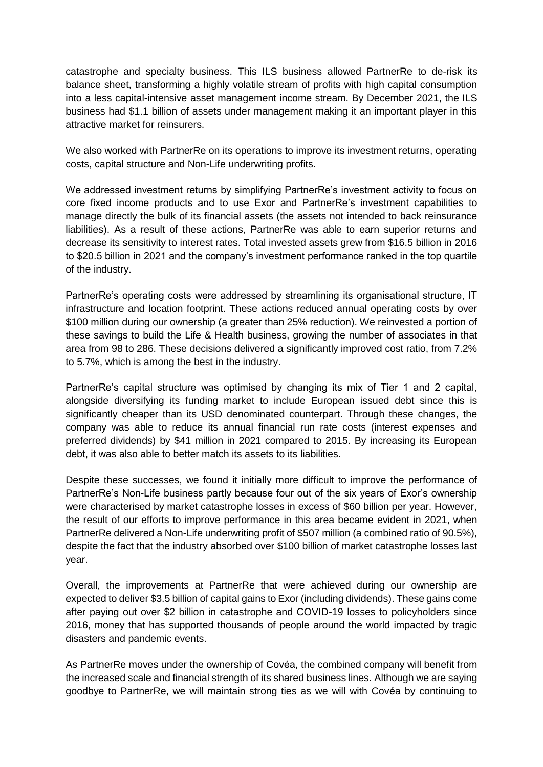catastrophe and specialty business. This ILS business allowed PartnerRe to de-risk its balance sheet, transforming a highly volatile stream of profits with high capital consumption into a less capital-intensive asset management income stream. By December 2021, the ILS business had $1.1 billion of assets under management making it an important player in this attractive market for reinsurers.

We also worked with PartnerRe on its operations to improve its investment returns, operating costs, capital structure and Non-Life underwriting profits.

We addressed investment returns by simplifying PartnerRe's investment activity to focus on core fixed income products and to use Exor and PartnerRe's investment capabilities to manage directly the bulk of its financial assets (the assets not intended to back reinsurance liabilities). As a result of these actions, PartnerRe was able to earn superior returns and decrease its sensitivity to interest rates. Total invested assets grew from $16.5 billion in 2016 to $20.5 billion in 2021 and the company's investment performance ranked in the top quartile of the industry.

PartnerRe's operating costs were addressed by streamlining its organisational structure, IT infrastructure and location footprint. These actions reduced annual operating costs by over $100 million during our ownership (a greater than 25% reduction). We reinvested a portion of these savings to build the Life & Health business, growing the number of associates in that area from 98 to 286. These decisions delivered a significantly improved cost ratio, from 7.2% to 5.7%, which is among the best in the industry.

PartnerRe's capital structure was optimised by changing its mix of Tier 1 and 2 capital, alongside diversifying its funding market to include European issued debt since this is significantly cheaper than its USD denominated counterpart. Through these changes, the company was able to reduce its annual financial run rate costs (interest expenses and preferred dividends) by $41 million in 2021 compared to 2015. By increasing its European debt, it was also able to better match its assets to its liabilities.

Despite these successes, we found it initially more difficult to improve the performance of PartnerRe's Non-Life business partly because four out of the six years of Exor's ownership were characterised by market catastrophe losses in excess of $60 billion per year. However, the result of our efforts to improve performance in this area became evident in 2021, when PartnerRe delivered a Non-Life underwriting profit of $507 million (a combined ratio of 90.5%), despite the fact that the industry absorbed over $100 billion of market catastrophe losses last year.

Overall, the improvements at PartnerRe that were achieved during our ownership are expected to deliver $3.5 billion of capital gains to Exor (including dividends). These gains come after paying out over $2 billion in catastrophe and COVID-19 losses to policyholders since 2016, money that has supported thousands of people around the world impacted by tragic disasters and pandemic events.

As PartnerRe moves under the ownership of Covéa, the combined company will benefit from the increased scale and financial strength of its shared business lines. Although we are saying goodbye to PartnerRe, we will maintain strong ties as we will with Covéa by continuing to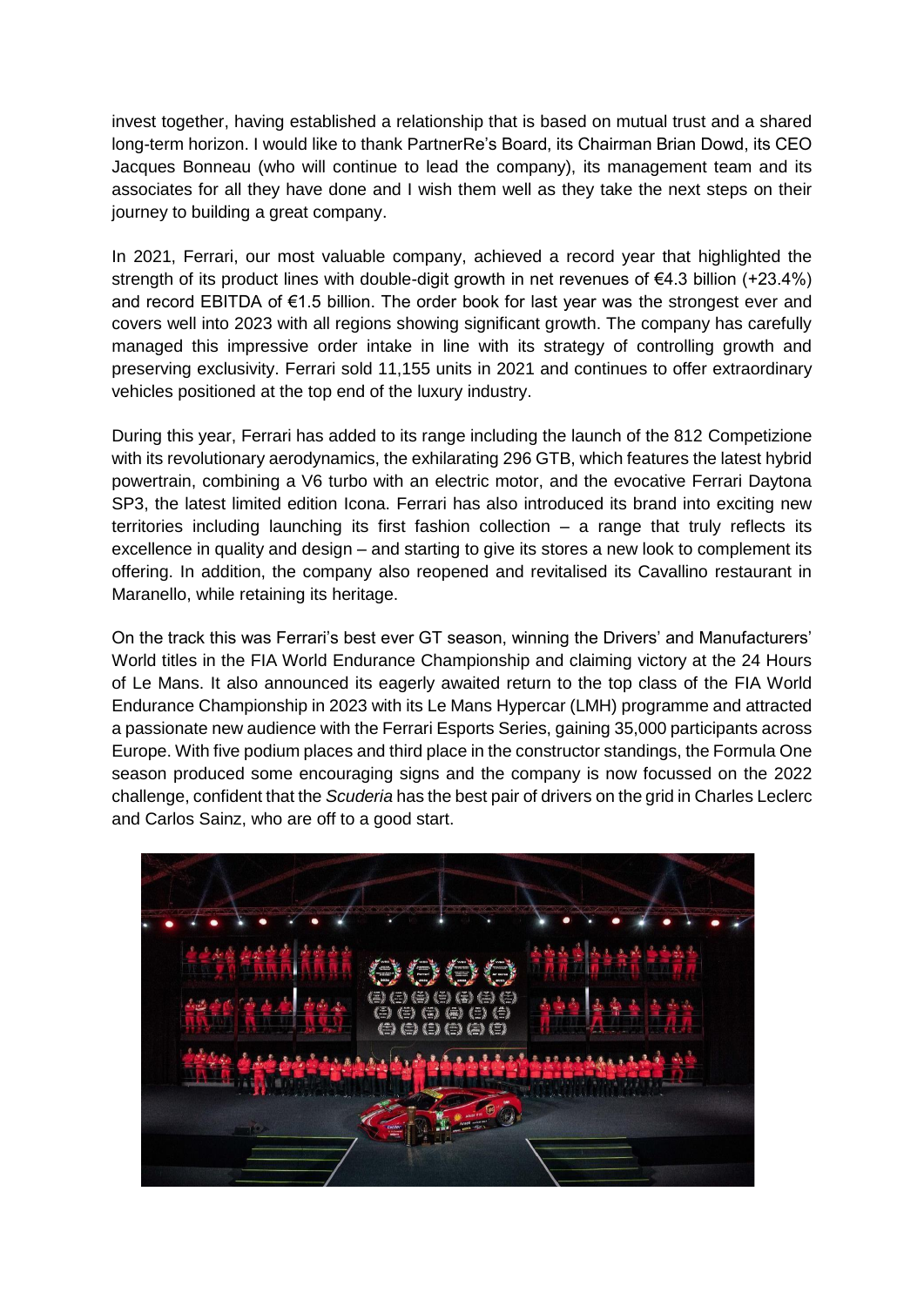invest together, having established a relationship that is based on mutual trust and a shared long-term horizon. I would like to thank PartnerRe's Board, its Chairman Brian Dowd, its CEO Jacques Bonneau (who will continue to lead the company), its management team and its associates for all they have done and I wish them well as they take the next steps on their journey to building a great company.

In 2021, Ferrari, our most valuable company, achieved a record year that highlighted the strength of its product lines with double-digit growth in net revenues of €4.3 billion (+23.4%) and record EBITDA of €1.5 billion. The order book for last year was the strongest ever and covers well into 2023 with all regions showing significant growth. The company has carefully managed this impressive order intake in line with its strategy of controlling growth and preserving exclusivity. Ferrari sold 11,155 units in 2021 and continues to offer extraordinary vehicles positioned at the top end of the luxury industry.

During this year, Ferrari has added to its range including the launch of the 812 Competizione with its revolutionary aerodynamics, the exhilarating 296 GTB, which features the latest hybrid powertrain, combining a V6 turbo with an electric motor, and the evocative Ferrari Daytona SP3, the latest limited edition Icona. Ferrari has also introduced its brand into exciting new territories including launching its first fashion collection – a range that truly reflects its excellence in quality and design – and starting to give its stores a new look to complement its offering. In addition, the company also reopened and revitalised its Cavallino restaurant in Maranello, while retaining its heritage.

On the track this was Ferrari's best ever GT season, winning the Drivers' and Manufacturers' World titles in the FIA World Endurance Championship and claiming victory at the 24 Hours of Le Mans. It also announced its eagerly awaited return to the top class of the FIA World Endurance Championship in 2023 with its Le Mans Hypercar (LMH) programme and attracted a passionate new audience with the Ferrari Esports Series, gaining 35,000 participants across Europe. With five podium places and third place in the constructor standings, the Formula One season produced some encouraging signs and the company is now focussed on the 2022 challenge, confident that the *Scuderia* has the best pair of drivers on the grid in Charles Leclerc and Carlos Sainz, who are off to a good start.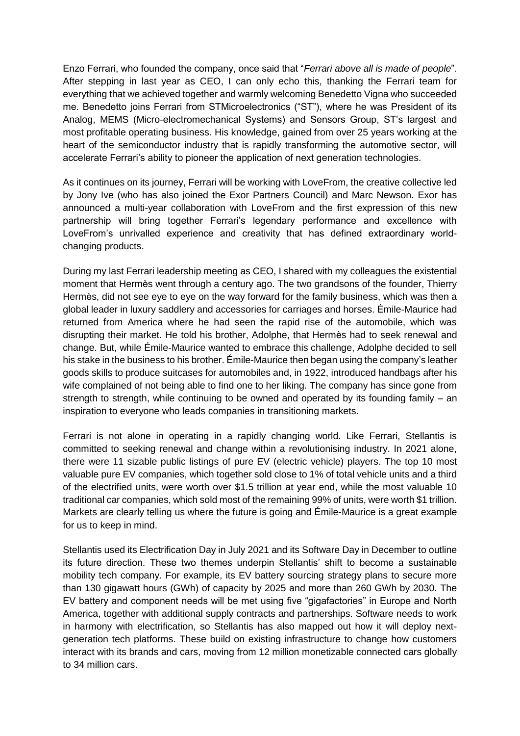Enzo Ferrari, who founded the company, once said that "*Ferrari above all is made of people*". After stepping in last year as CEO, I can only echo this, thanking the Ferrari team for everything that we achieved together and warmly welcoming Benedetto Vigna who succeeded me. Benedetto joins Ferrari from STMicroelectronics ("ST"), where he was President of its Analog, MEMS (Micro-electromechanical Systems) and Sensors Group, ST's largest and most profitable operating business. His knowledge, gained from over 25 years working at the heart of the semiconductor industry that is rapidly transforming the automotive sector, will accelerate Ferrari's ability to pioneer the application of next generation technologies.

As it continues on its journey, Ferrari will be working with LoveFrom, the creative collective led by Jony Ive (who has also joined the Exor Partners Council) and Marc Newson. Exor has announced a multi-year collaboration with LoveFrom and the first expression of this new partnership will bring together Ferrari's legendary performance and excellence with LoveFrom's unrivalled experience and creativity that has defined extraordinary world-changing products.

During my last Ferrari leadership meeting as CEO, I shared with my colleagues the existential moment that Hermès went through a century ago. The two grandsons of the founder, Thierry Hermès, did not see eye to eye on the way forward for the family business, which was then a global leader in luxury saddlery and accessories for carriages and horses. Émile-Maurice had returned from America where he had seen the rapid rise of the automobile, which was disrupting their market. He told his brother, Adolphe, that Hermès had to seek renewal and change. But, while Émile-Maurice wanted to embrace this challenge, Adolphe decided to sell his stake in the business to his brother. Émile-Maurice then began using the company's leather goods skills to produce suitcases for automobiles and, in 1922, introduced handbags after his wife complained of not being able to find one to her liking. The company has since gone from strength to strength, while continuing to be owned and operated by its founding family – an inspiration to everyone who leads companies in transitioning markets.

Ferrari is not alone in operating in a rapidly changing world. Like Ferrari, Stellantis is committed to seeking renewal and change within a revolutionising industry. In 2021 alone, there were 11 sizable public listings of pure EV (electric vehicle) players. The top 10 most valuable pure EV companies, which together sold close to 1% of total vehicle units and a third of the electrified units, were worth over $1.5 trillion at year end, while the most valuable 10 traditional car companies, which sold most of the remaining 99% of units, were worth $1 trillion. Markets are clearly telling us where the future is going and Émile-Maurice is a great example for us to keep in mind.

Stellantis used its Electrification Day in July 2021 and its Software Day in December to outline its future direction. These two themes underpin Stellantis' shift to become a sustainable mobility tech company. For example, its EV battery sourcing strategy plans to secure more than 130 gigawatt hours (GWh) of capacity by 2025 and more than 260 GWh by 2030. The EV battery and component needs will be met using five "gigafactories" in Europe and North America, together with additional supply contracts and partnerships. Software needs to work in harmony with electrification, so Stellantis has also mapped out how it will deploy next-generation tech platforms. These build on existing infrastructure to change how customers interact with its brands and cars, moving from 12 million monetizable connected cars globally to 34 million cars.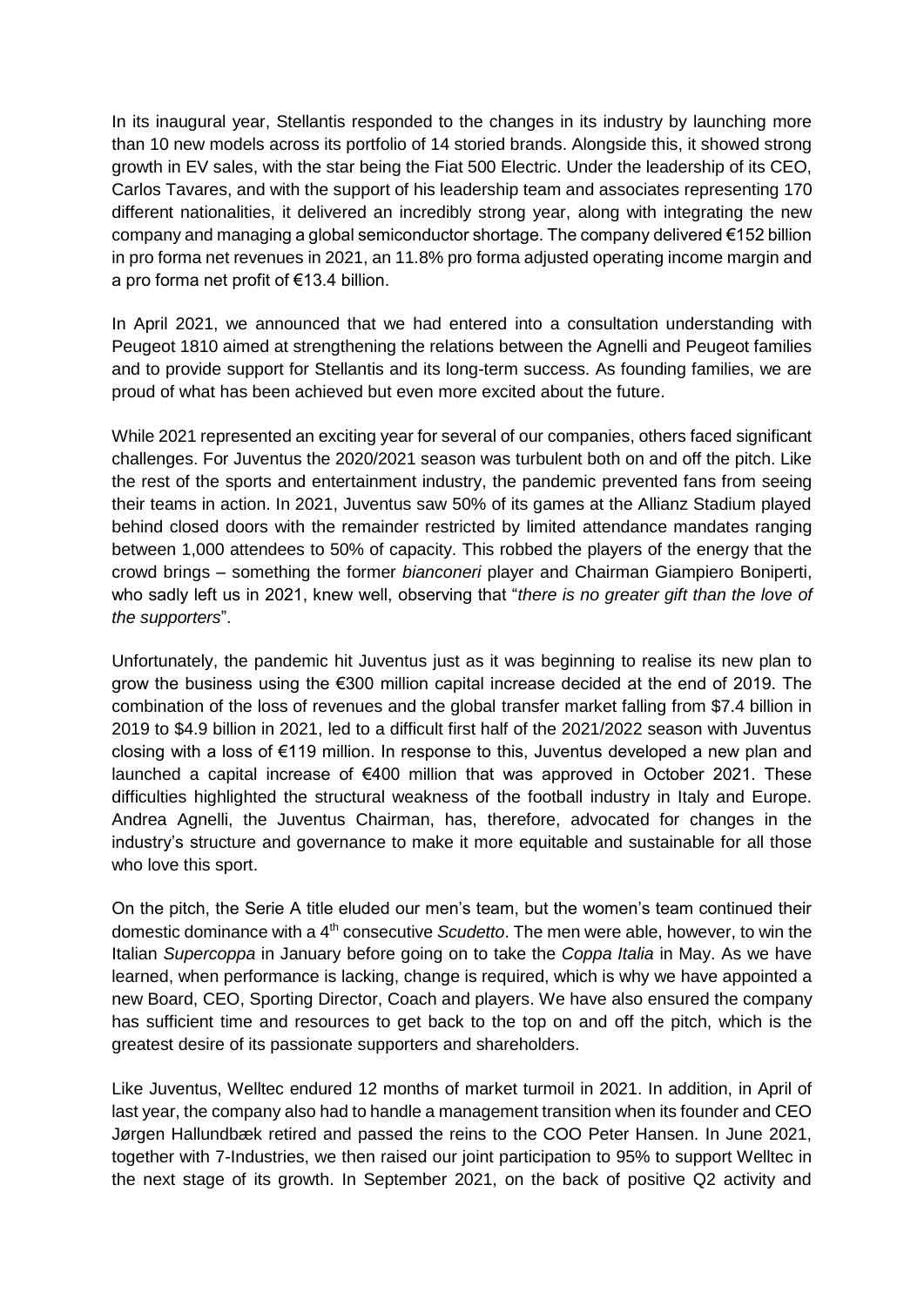In its inaugural year, Stellantis responded to the changes in its industry by launching more than 10 new models across its portfolio of 14 storied brands. Alongside this, it showed strong growth in EV sales, with the star being the Fiat 500 Electric. Under the leadership of its CEO, Carlos Tavares, and with the support of his leadership team and associates representing 170 different nationalities, it delivered an incredibly strong year, along with integrating the new company and managing a global semiconductor shortage. The company delivered €152 billion in pro forma net revenues in 2021, an 11.8% pro forma adjusted operating income margin and a pro forma net profit of €13.4 billion.

In April 2021, we announced that we had entered into a consultation understanding with Peugeot 1810 aimed at strengthening the relations between the Agnelli and Peugeot families and to provide support for Stellantis and its long-term success. As founding families, we are proud of what has been achieved but even more excited about the future.

While 2021 represented an exciting year for several of our companies, others faced significant challenges. For Juventus the 2020/2021 season was turbulent both on and off the pitch. Like the rest of the sports and entertainment industry, the pandemic prevented fans from seeing their teams in action. In 2021, Juventus saw 50% of its games at the Allianz Stadium played behind closed doors with the remainder restricted by limited attendance mandates ranging between 1,000 attendees to 50% of capacity. This robbed the players of the energy that the crowd brings – something the former *bianconeri* player and Chairman Giampiero Boniperti, who sadly left us in 2021, knew well, observing that "*there is no greater gift than the love of the supporters*".

Unfortunately, the pandemic hit Juventus just as it was beginning to realise its new plan to grow the business using the €300 million capital increase decided at the end of 2019. The combination of the loss of revenues and the global transfer market falling from $7.4 billion in 2019 to $4.9 billion in 2021, led to a difficult first half of the 2021/2022 season with Juventus closing with a loss of €119 million. In response to this, Juventus developed a new plan and launched a capital increase of €400 million that was approved in October 2021. These difficulties highlighted the structural weakness of the football industry in Italy and Europe. Andrea Agnelli, the Juventus Chairman, has, therefore, advocated for changes in the industry's structure and governance to make it more equitable and sustainable for all those who love this sport.

On the pitch, the Serie A title eluded our men's team, but the women's team continued their domestic dominance with a 4th consecutive *Scudetto*. The men were able, however, to win the Italian *Supercoppa* in January before going on to take the *Coppa Italia* in May. As we have learned, when performance is lacking, change is required, which is why we have appointed a new Board, CEO, Sporting Director, Coach and players. We have also ensured the company has sufficient time and resources to get back to the top on and off the pitch, which is the greatest desire of its passionate supporters and shareholders.

Like Juventus, Welltec endured 12 months of market turmoil in 2021. In addition, in April of last year, the company also had to handle a management transition when its founder and CEO Jørgen Hallundbæk retired and passed the reins to the COO Peter Hansen. In June 2021, together with 7-Industries, we then raised our joint participation to 95% to support Welltec in the next stage of its growth. In September 2021, on the back of positive Q2 activity and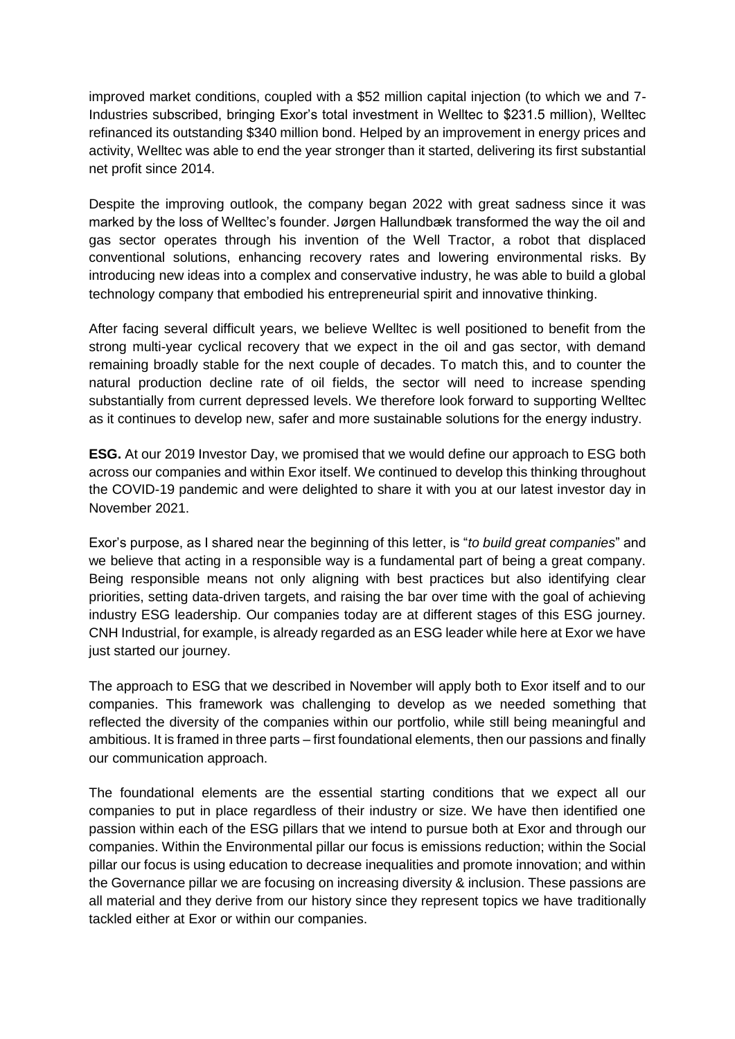improved market conditions, coupled with a $52 million capital injection (to which we and 7-Industries subscribed, bringing Exor's total investment in Welltec to $231.5 million), Welltec refinanced its outstanding $340 million bond. Helped by an improvement in energy prices and activity, Welltec was able to end the year stronger than it started, delivering its first substantial net profit since 2014.

Despite the improving outlook, the company began 2022 with great sadness since it was marked by the loss of Welltec's founder. Jørgen Hallundbæk transformed the way the oil and gas sector operates through his invention of the Well Tractor, a robot that displaced conventional solutions, enhancing recovery rates and lowering environmental risks. By introducing new ideas into a complex and conservative industry, he was able to build a global technology company that embodied his entrepreneurial spirit and innovative thinking.

After facing several difficult years, we believe Welltec is well positioned to benefit from the strong multi-year cyclical recovery that we expect in the oil and gas sector, with demand remaining broadly stable for the next couple of decades. To match this, and to counter the natural production decline rate of oil fields, the sector will need to increase spending substantially from current depressed levels. We therefore look forward to supporting Welltec as it continues to develop new, safer and more sustainable solutions for the energy industry.

**ESG.** At our 2019 Investor Day, we promised that we would define our approach to ESG both across our companies and within Exor itself. We continued to develop this thinking throughout the COVID-19 pandemic and were delighted to share it with you at our latest investor day in November 2021.

Exor's purpose, as I shared near the beginning of this letter, is "*to build great companies*" and we believe that acting in a responsible way is a fundamental part of being a great company. Being responsible means not only aligning with best practices but also identifying clear priorities, setting data-driven targets, and raising the bar over time with the goal of achieving industry ESG leadership. Our companies today are at different stages of this ESG journey. CNH Industrial, for example, is already regarded as an ESG leader while here at Exor we have just started our journey.

The approach to ESG that we described in November will apply both to Exor itself and to our companies. This framework was challenging to develop as we needed something that reflected the diversity of the companies within our portfolio, while still being meaningful and ambitious. It is framed in three parts – first foundational elements, then our passions and finally our communication approach.

The foundational elements are the essential starting conditions that we expect all our companies to put in place regardless of their industry or size. We have then identified one passion within each of the ESG pillars that we intend to pursue both at Exor and through our companies. Within the Environmental pillar our focus is emissions reduction; within the Social pillar our focus is using education to decrease inequalities and promote innovation; and within the Governance pillar we are focusing on increasing diversity & inclusion. These passions are all material and they derive from our history since they represent topics we have traditionally tackled either at Exor or within our companies.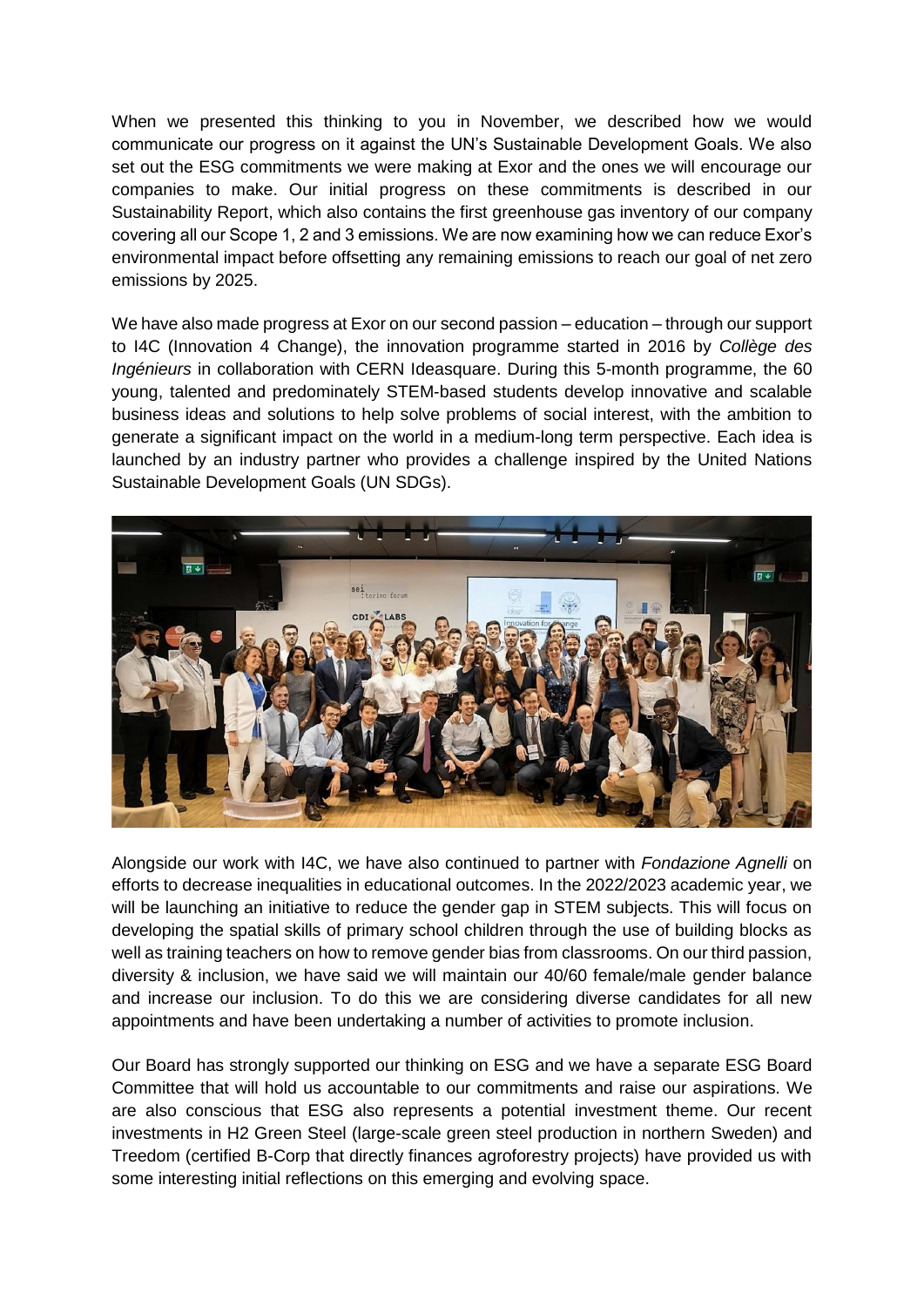When we presented this thinking to you in November, we described how we would communicate our progress on it against the UN's Sustainable Development Goals. We also set out the ESG commitments we were making at Exor and the ones we will encourage our companies to make. Our initial progress on these commitments is described in our Sustainability Report, which also contains the first greenhouse gas inventory of our company covering all our Scope 1, 2 and 3 emissions. We are now examining how we can reduce Exor's environmental impact before offsetting any remaining emissions to reach our goal of net zero emissions by 2025.

We have also made progress at Exor on our second passion – education – through our support to I4C (Innovation 4 Change), the innovation programme started in 2016 by *Collège des Ingénieurs* in collaboration with CERN Ideasquare. During this 5-month programme, the 60 young, talented and predominately STEM-based students develop innovative and scalable business ideas and solutions to help solve problems of social interest, with the ambition to generate a significant impact on the world in a medium-long term perspective. Each idea is launched by an industry partner who provides a challenge inspired by the United Nations Sustainable Development Goals (UN SDGs).

Alongside our work with I4C, we have also continued to partner with *Fondazione Agnelli* on efforts to decrease inequalities in educational outcomes. In the 2022/2023 academic year, we will be launching an initiative to reduce the gender gap in STEM subjects. This will focus on developing the spatial skills of primary school children through the use of building blocks as well as training teachers on how to remove gender bias from classrooms. On our third passion, diversity & inclusion, we have said we will maintain our 40/60 female/male gender balance and increase our inclusion. To do this we are considering diverse candidates for all new appointments and have been undertaking a number of activities to promote inclusion.

Our Board has strongly supported our thinking on ESG and we have a separate ESG Board Committee that will hold us accountable to our commitments and raise our aspirations. We are also conscious that ESG also represents a potential investment theme. Our recent investments in H2 Green Steel (large-scale green steel production in northern Sweden) and Treedom (certified B-Corp that directly finances agroforestry projects) have provided us with some interesting initial reflections on this emerging and evolving space.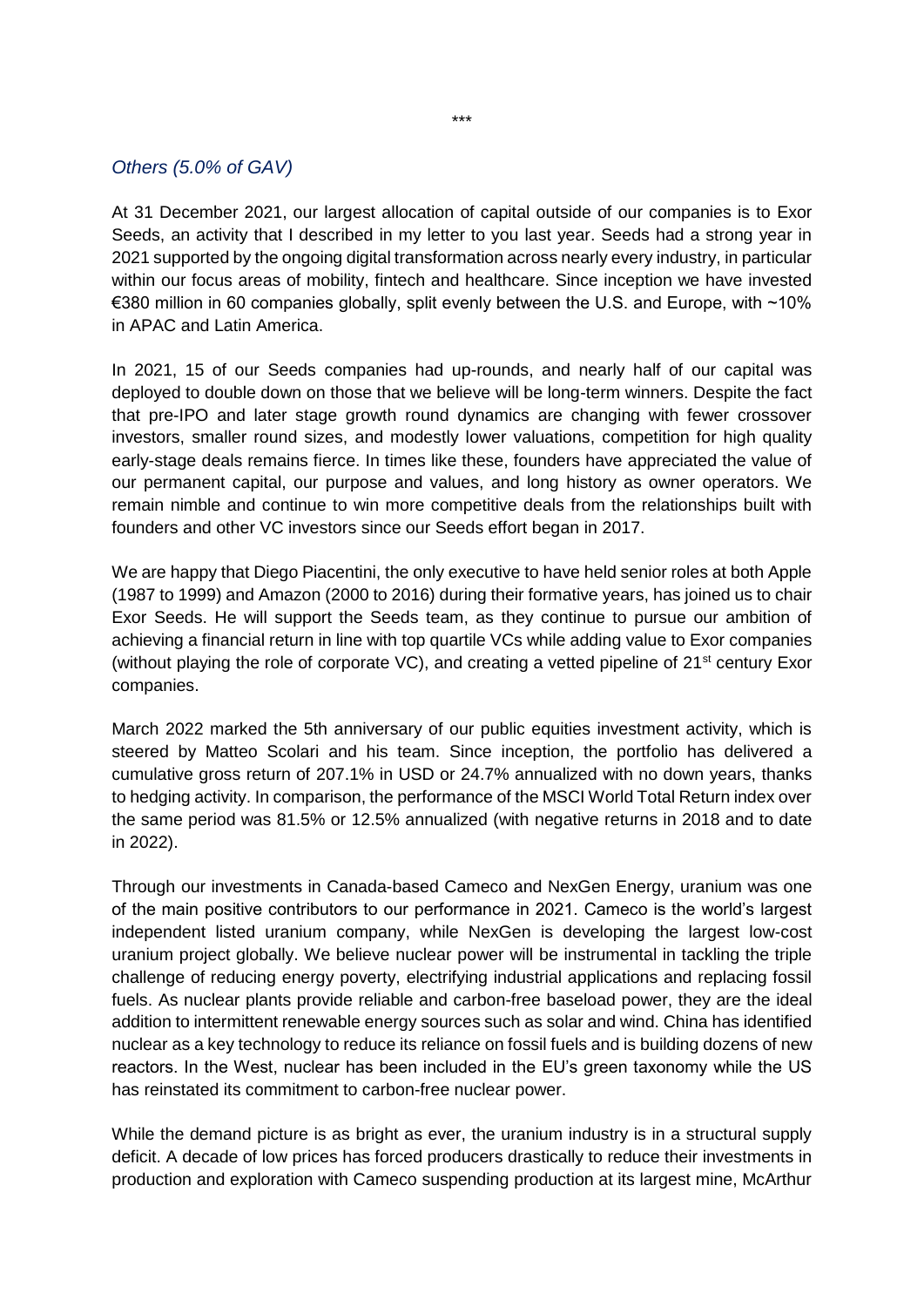\*\*\*

*Others (5.0% of GAV)*

At 31 December 2021, our largest allocation of capital outside of our companies is to Exor Seeds, an activity that I described in my letter to you last year. Seeds had a strong year in 2021 supported by the ongoing digital transformation across nearly every industry, in particular within our focus areas of mobility, fintech and healthcare. Since inception we have invested €380 million in 60 companies globally, split evenly between the U.S. and Europe, with ~10% in APAC and Latin America.

In 2021, 15 of our Seeds companies had up-rounds, and nearly half of our capital was deployed to double down on those that we believe will be long-term winners. Despite the fact that pre-IPO and later stage growth round dynamics are changing with fewer crossover investors, smaller round sizes, and modestly lower valuations, competition for high quality early-stage deals remains fierce. In times like these, founders have appreciated the value of our permanent capital, our purpose and values, and long history as owner operators. We remain nimble and continue to win more competitive deals from the relationships built with founders and other VC investors since our Seeds effort began in 2017.

We are happy that Diego Piacentini, the only executive to have held senior roles at both Apple (1987 to 1999) and Amazon (2000 to 2016) during their formative years, has joined us to chair Exor Seeds. He will support the Seeds team, as they continue to pursue our ambition of achieving a financial return in line with top quartile VCs while adding value to Exor companies (without playing the role of corporate VC), and creating a vetted pipeline of 21st century Exor companies.

March 2022 marked the 5th anniversary of our public equities investment activity, which is steered by Matteo Scolari and his team. Since inception, the portfolio has delivered a cumulative gross return of 207.1% in USD or 24.7% annualized with no down years, thanks to hedging activity. In comparison, the performance of the MSCI World Total Return index over the same period was 81.5% or 12.5% annualized (with negative returns in 2018 and to date in 2022).

Through our investments in Canada-based Cameco and NexGen Energy, uranium was one of the main positive contributors to our performance in 2021. Cameco is the world's largest independent listed uranium company, while NexGen is developing the largest low-cost uranium project globally. We believe nuclear power will be instrumental in tackling the triple challenge of reducing energy poverty, electrifying industrial applications and replacing fossil fuels. As nuclear plants provide reliable and carbon-free baseload power, they are the ideal addition to intermittent renewable energy sources such as solar and wind. China has identified nuclear as a key technology to reduce its reliance on fossil fuels and is building dozens of new reactors. In the West, nuclear has been included in the EU's green taxonomy while the US has reinstated its commitment to carbon-free nuclear power.

While the demand picture is as bright as ever, the uranium industry is in a structural supply deficit. A decade of low prices has forced producers drastically to reduce their investments in production and exploration with Cameco suspending production at its largest mine, McArthur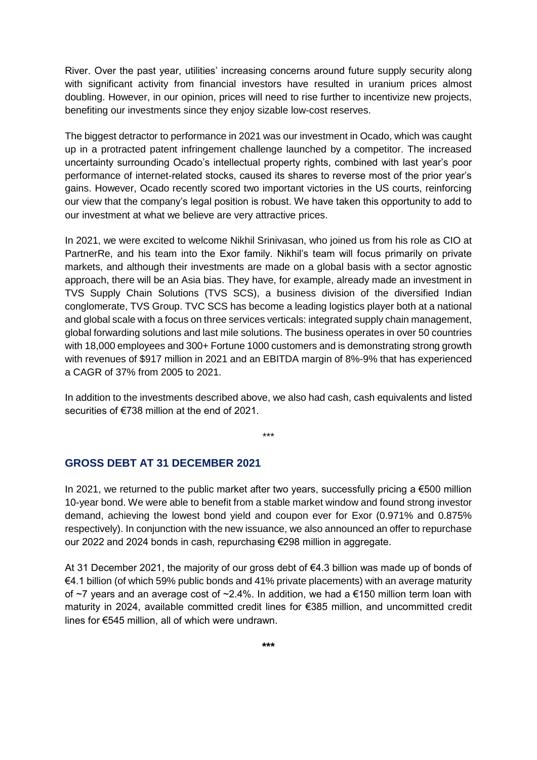River. Over the past year, utilities' increasing concerns around future supply security along with significant activity from financial investors have resulted in uranium prices almost doubling. However, in our opinion, prices will need to rise further to incentivize new projects, benefiting our investments since they enjoy sizable low-cost reserves.

The biggest detractor to performance in 2021 was our investment in Ocado, which was caught up in a protracted patent infringement challenge launched by a competitor. The increased uncertainty surrounding Ocado's intellectual property rights, combined with last year's poor performance of internet-related stocks, caused its shares to reverse most of the prior year's gains. However, Ocado recently scored two important victories in the US courts, reinforcing our view that the company's legal position is robust. We have taken this opportunity to add to our investment at what we believe are very attractive prices.

In 2021, we were excited to welcome Nikhil Srinivasan, who joined us from his role as CIO at PartnerRe, and his team into the Exor family. Nikhil's team will focus primarily on private markets, and although their investments are made on a global basis with a sector agnostic approach, there will be an Asia bias. They have, for example, already made an investment in TVS Supply Chain Solutions (TVS SCS), a business division of the diversified Indian conglomerate, TVS Group. TVC SCS has become a leading logistics player both at a national and global scale with a focus on three services verticals: integrated supply chain management, global forwarding solutions and last mile solutions. The business operates in over 50 countries with 18,000 employees and 300+ Fortune 1000 customers and is demonstrating strong growth with revenues of $917 million in 2021 and an EBITDA margin of 8%-9% that has experienced a CAGR of 37% from 2005 to 2021.

In addition to the investments described above, we also had cash, cash equivalents and listed securities of €738 million at the end of 2021.

\*\*\*

## GROSS DEBT AT 31 DECEMBER 2021

In 2021, we returned to the public market after two years, successfully pricing a €500 million 10-year bond. We were able to benefit from a stable market window and found strong investor demand, achieving the lowest bond yield and coupon ever for Exor (0.971% and 0.875% respectively). In conjunction with the new issuance, we also announced an offer to repurchase our 2022 and 2024 bonds in cash, repurchasing €298 million in aggregate.

At 31 December 2021, the majority of our gross debt of €4.3 billion was made up of bonds of €4.1 billion (of which 59% public bonds and 41% private placements) with an average maturity of ~7 years and an average cost of ~2.4%. In addition, we had a €150 million term loan with maturity in 2024, available committed credit lines for €385 million, and uncommitted credit lines for €545 million, all of which were undrawn.

**\*\*\***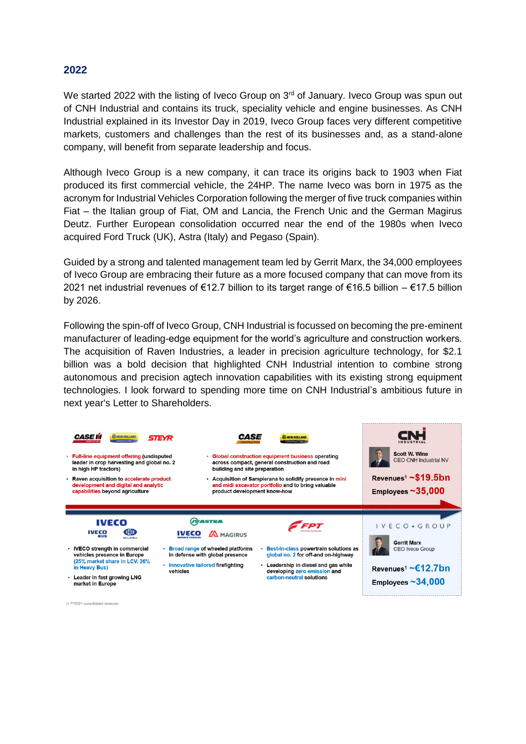## 2022

We started 2022 with the listing of Iveco Group on 3rd of January. Iveco Group was spun out of CNH Industrial and contains its truck, speciality vehicle and engine businesses. As CNH Industrial explained in its Investor Day in 2019, Iveco Group faces very different competitive markets, customers and challenges than the rest of its businesses and, as a stand-alone company, will benefit from separate leadership and focus.

Although Iveco Group is a new company, it can trace its origins back to 1903 when Fiat produced its first commercial vehicle, the 24HP. The name Iveco was born in 1975 as the acronym for Industrial Vehicles Corporation following the merger of five truck companies within Fiat – the Italian group of Fiat, OM and Lancia, the French Unic and the German Magirus Deutz. Further European consolidation occurred near the end of the 1980s when Iveco acquired Ford Truck (UK), Astra (Italy) and Pegaso (Spain).

Guided by a strong and talented management team led by Gerrit Marx, the 34,000 employees of Iveco Group are embracing their future as a more focused company that can move from its 2021 net industrial revenues of €12.7 billion to its target range of €16.5 billion – €17.5 billion by 2026.

Following the spin-off of Iveco Group, CNH Industrial is focussed on becoming the pre-eminent manufacturer of leading-edge equipment for the world's agriculture and construction workers. The acquisition of Raven Industries, a leader in precision agriculture technology, for $2.1 billion was a bold decision that highlighted CNH Industrial intention to combine strong autonomous and precision agtech innovation capabilities with its existing strong equipment technologies. I look forward to spending more time on CNH Industrial's ambitious future in next year's Letter to Shareholders.

**CASE IH AGRICULTURAL / NEW HOLLAND AGRICULTURE / STEYR**

- Full-line equipment offering (undisputed leader in crop harvesting and global no. 2 in high HP tractors)
- Raven acquisition to accelerate product development and digital and analytic capabilities beyond agriculture

**CASE CONSTRUCTION / NEW HOLLAND CONSTRUCTION**

- Global construction equipment business operating across compact, general construction and road building and site preparation
- Acquisition of Sampierana to solidify presence in mini and midi excavator portfolio and to bring valuable product development know-how

**CNH INDUSTRIAL**

Scott W. Wine
CEO CNH Industrial NV

Revenues[1] ~$19.5bn
Employees ~35,000

**IVECO / IVECO BUS / HEULIEZ BUS**

- IVECO strength in commercial vehicles presence in Europe (25% market share in LCV, 26% in Heavy Bus)
- Leader in fast growing LNG market in Europe

**ASTRA / IVECO DEFENCE VEHICLES / MAGIRUS**

- Broad range of wheeled platforms in defense with global presence
- Innovative tailored firefighting vehicles

**FPT POWERTRAIN TECHNOLOGIES**

- Best-in-class powertrain solutions as global no. 2 for off-and on-highway
- Leadership in diesel and gas while developing zero emission and carbon-neutral solutions

**IVECO • GROUP**

Gerrit Marx
CEO Iveco Group

Revenues[1] ~€12.7bn
Employees ~34,000

1) FY2021 consolidated revenues.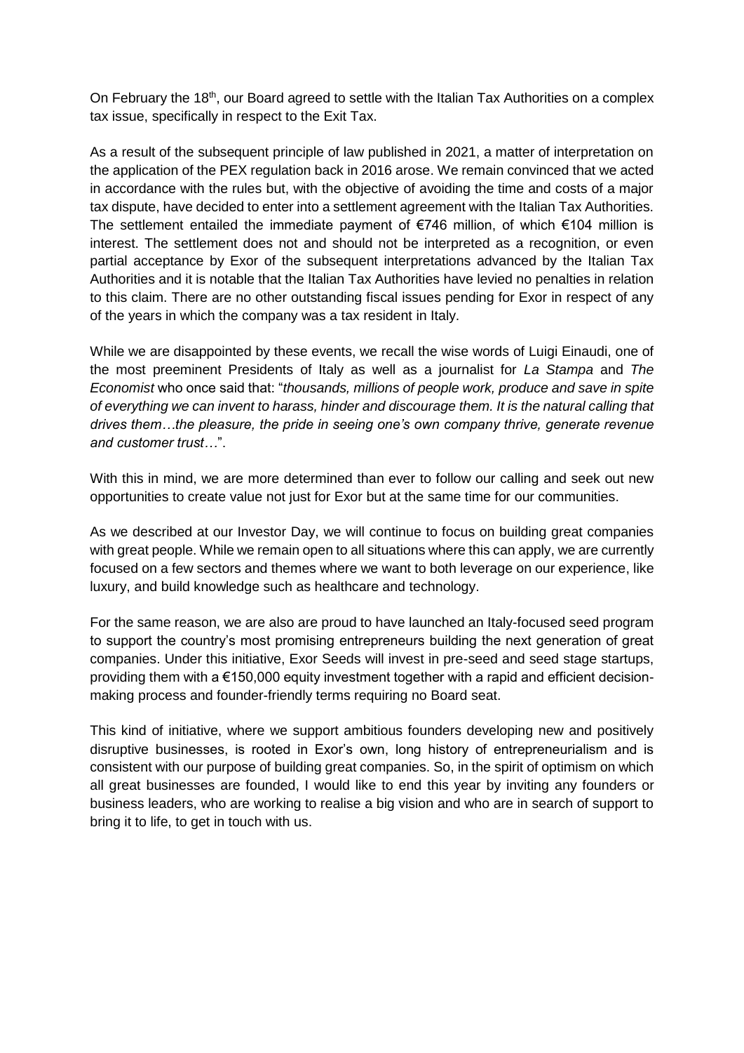On February the 18th, our Board agreed to settle with the Italian Tax Authorities on a complex tax issue, specifically in respect to the Exit Tax.

As a result of the subsequent principle of law published in 2021, a matter of interpretation on the application of the PEX regulation back in 2016 arose. We remain convinced that we acted in accordance with the rules but, with the objective of avoiding the time and costs of a major tax dispute, have decided to enter into a settlement agreement with the Italian Tax Authorities. The settlement entailed the immediate payment of €746 million, of which €104 million is interest. The settlement does not and should not be interpreted as a recognition, or even partial acceptance by Exor of the subsequent interpretations advanced by the Italian Tax Authorities and it is notable that the Italian Tax Authorities have levied no penalties in relation to this claim. There are no other outstanding fiscal issues pending for Exor in respect of any of the years in which the company was a tax resident in Italy.

While we are disappointed by these events, we recall the wise words of Luigi Einaudi, one of the most preeminent Presidents of Italy as well as a journalist for *La Stampa* and *The Economist* who once said that: "*thousands, millions of people work, produce and save in spite of everything we can invent to harass, hinder and discourage them. It is the natural calling that drives them…the pleasure, the pride in seeing one's own company thrive, generate revenue and customer trust*…".

With this in mind, we are more determined than ever to follow our calling and seek out new opportunities to create value not just for Exor but at the same time for our communities.

As we described at our Investor Day, we will continue to focus on building great companies with great people. While we remain open to all situations where this can apply, we are currently focused on a few sectors and themes where we want to both leverage on our experience, like luxury, and build knowledge such as healthcare and technology.

For the same reason, we are also are proud to have launched an Italy-focused seed program to support the country's most promising entrepreneurs building the next generation of great companies. Under this initiative, Exor Seeds will invest in pre-seed and seed stage startups, providing them with a €150,000 equity investment together with a rapid and efficient decision-making process and founder-friendly terms requiring no Board seat.

This kind of initiative, where we support ambitious founders developing new and positively disruptive businesses, is rooted in Exor's own, long history of entrepreneurialism and is consistent with our purpose of building great companies. So, in the spirit of optimism on which all great businesses are founded, I would like to end this year by inviting any founders or business leaders, who are working to realise a big vision and who are in search of support to bring it to life, to get in touch with us.